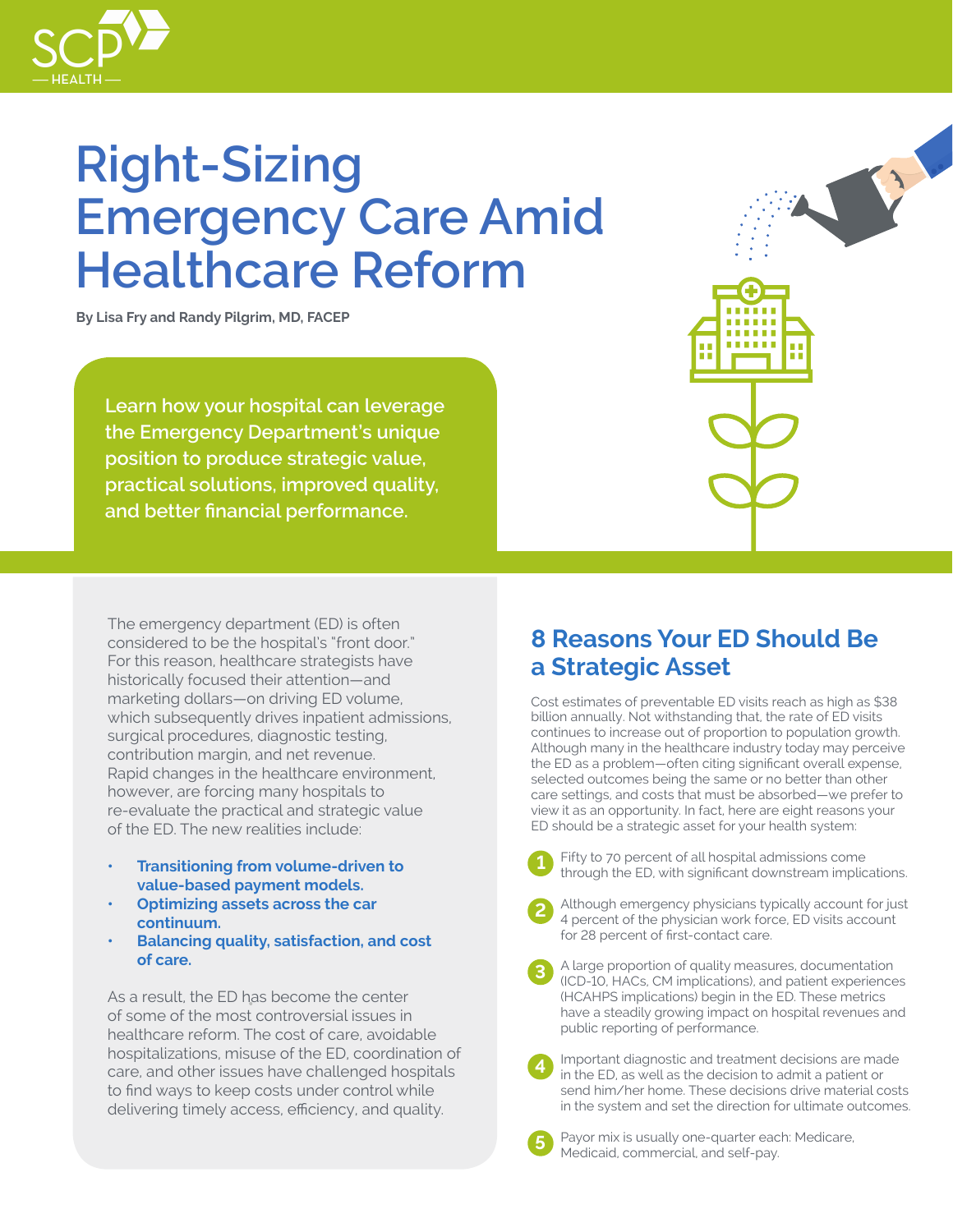# Right-Sizing Emergency Care Amid Healthcare Reform

**By Lisa Fry and Randy Pilgrim, MD, FACEP**

Learn how your hospital can leverage the Emergency Department's unique position to produce strategic value, practical solutions, improved quality, and better financial performance.

The emergency department (ED) is often considered to be the hospital's "front door." For this reason, healthcare strategists have historically focused their attention—and marketing dollars—on driving ED volume, which subsequently drives inpatient admissions, surgical procedures, diagnostic testing, contribution margin, and net revenue. Rapid changes in the healthcare environment, however, are forcing many hospitals to re-evaluate the practical and strategic value of the ED. The new realities include:

- **Transitioning from volume-driven to value-based payment models.**
- **Optimizing assets across the car continuum.**
- **Balancing quality, satisfaction, and cost of care.**

As a result, the ED has become the center of some of the most controversial issues in healthcare reform. The cost of care, avoidable hospitalizations, misuse of the ED, coordination of care, and other issues have challenged hospitals to find ways to keep costs under control while delivering timely access, efficiency, and quality.

## 8 Reasons Your ED Should Be a Strategic Asset

Cost estimates of preventable ED visits reach as high as $38 billion annually. Not withstanding that, the rate of ED visits continues to increase out of proportion to population growth. Although many in the healthcare industry today may perceive the ED as a problem—often citing significant overall expense, selected outcomes being the same or no better than other care settings, and costs that must be absorbed—we prefer to view it as an opportunity. In fact, here are eight reasons your ED should be a strategic asset for your health system:

1. Fifty to 70 percent of all hospital admissions come through the ED, with significant downstream implications.
2. Although emergency physicians typically account for just 4 percent of the physician work force, ED visits account for 28 percent of first-contact care.
3. A large proportion of quality measures, documentation (ICD-10, HACs, CM implications), and patient experiences (HCAHPS implications) begin in the ED. These metrics have a steadily growing impact on hospital revenues and public reporting of performance.
4. Important diagnostic and treatment decisions are made in the ED, as well as the decision to admit a patient or send him/her home. These decisions drive material costs in the system and set the direction for ultimate outcomes.
5. Payor mix is usually one-quarter each: Medicare, Medicaid, commercial, and self-pay.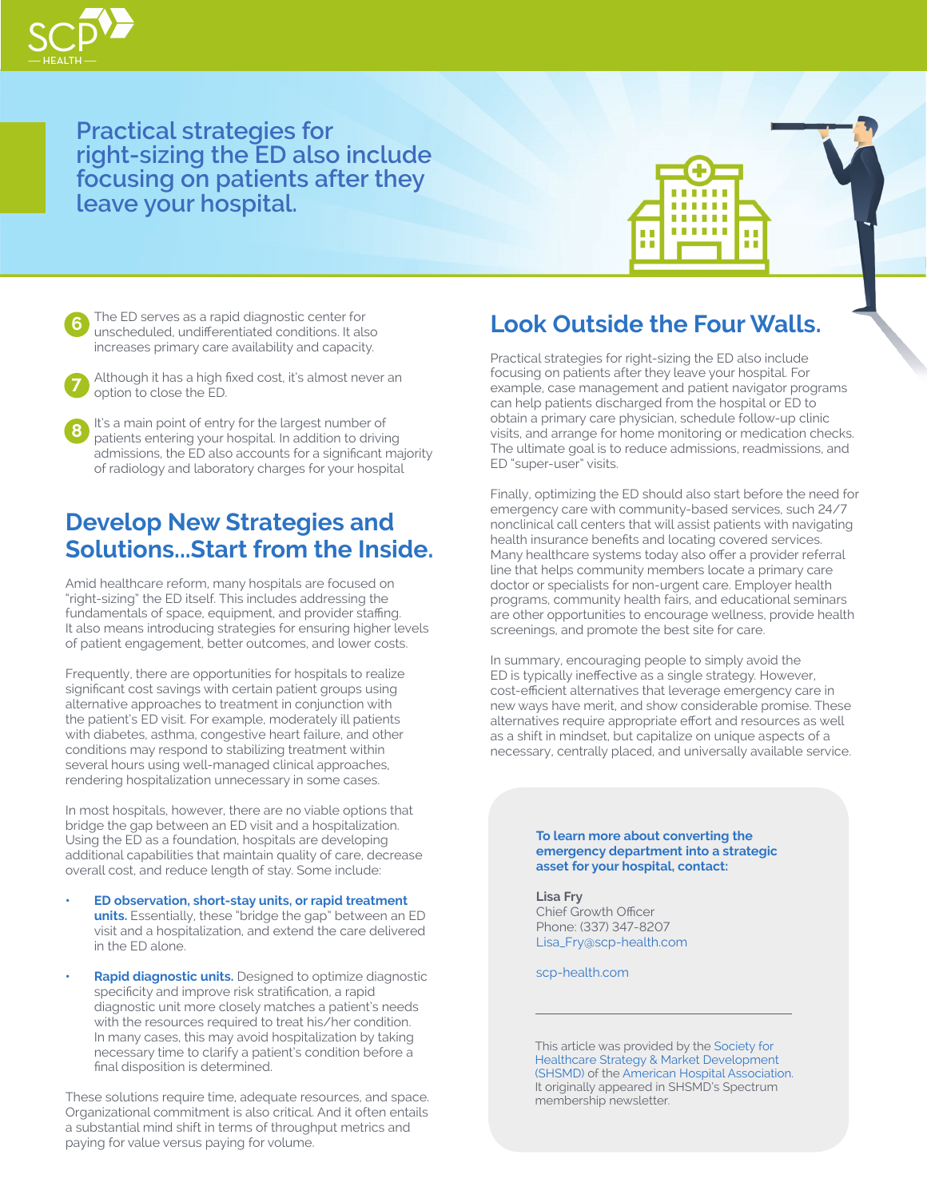# Practical strategies for right-sizing the ED also include focusing on patients after they leave your hospital.

6. The ED serves as a rapid diagnostic center for unscheduled, undifferentiated conditions. It also increases primary care availability and capacity.
7. Although it has a high fixed cost, it's almost never an option to close the ED.
8. It's a main point of entry for the largest number of patients entering your hospital. In addition to driving admissions, the ED also accounts for a significant majority of radiology and laboratory charges for your hospital

## Develop New Strategies and Solutions...Start from the Inside.

Amid healthcare reform, many hospitals are focused on "right-sizing" the ED itself. This includes addressing the fundamentals of space, equipment, and provider staffing. It also means introducing strategies for ensuring higher levels of patient engagement, better outcomes, and lower costs.

Frequently, there are opportunities for hospitals to realize significant cost savings with certain patient groups using alternative approaches to treatment in conjunction with the patient's ED visit. For example, moderately ill patients with diabetes, asthma, congestive heart failure, and other conditions may respond to stabilizing treatment within several hours using well-managed clinical approaches, rendering hospitalization unnecessary in some cases.

In most hospitals, however, there are no viable options that bridge the gap between an ED visit and a hospitalization. Using the ED as a foundation, hospitals are developing additional capabilities that maintain quality of care, decrease overall cost, and reduce length of stay. Some include:

- **ED observation, short-stay units, or rapid treatment units.** Essentially, these "bridge the gap" between an ED visit and a hospitalization, and extend the care delivered in the ED alone.
- **Rapid diagnostic units.** Designed to optimize diagnostic specificity and improve risk stratification, a rapid diagnostic unit more closely matches a patient's needs with the resources required to treat his/her condition. In many cases, this may avoid hospitalization by taking necessary time to clarify a patient's condition before a final disposition is determined.

These solutions require time, adequate resources, and space. Organizational commitment is also critical. And it often entails a substantial mind shift in terms of throughput metrics and paying for value versus paying for volume.

## Look Outside the Four Walls.

Practical strategies for right-sizing the ED also include focusing on patients after they leave your hospital. For example, case management and patient navigator programs can help patients discharged from the hospital or ED to obtain a primary care physician, schedule follow-up clinic visits, and arrange for home monitoring or medication checks. The ultimate goal is to reduce admissions, readmissions, and ED "super-user" visits.

Finally, optimizing the ED should also start before the need for emergency care with community-based services, such 24/7 nonclinical call centers that will assist patients with navigating health insurance benefits and locating covered services. Many healthcare systems today also offer a provider referral line that helps community members locate a primary care doctor or specialists for non-urgent care. Employer health programs, community health fairs, and educational seminars are other opportunities to encourage wellness, provide health screenings, and promote the best site for care.

In summary, encouraging people to simply avoid the ED is typically ineffective as a single strategy. However, cost-efficient alternatives that leverage emergency care in new ways have merit, and show considerable promise. These alternatives require appropriate effort and resources as well as a shift in mindset, but capitalize on unique aspects of a necessary, centrally placed, and universally available service.

**To learn more about converting the emergency department into a strategic asset for your hospital, contact:**

**Lisa Fry**
Chief Growth Officer
Phone: (337) 347-8207
Lisa_Fry@scp-health.com

scp-health.com

This article was provided by the Society for Healthcare Strategy & Market Development (SHSMD) of the American Hospital Association. It originally appeared in SHSMD's Spectrum membership newsletter.